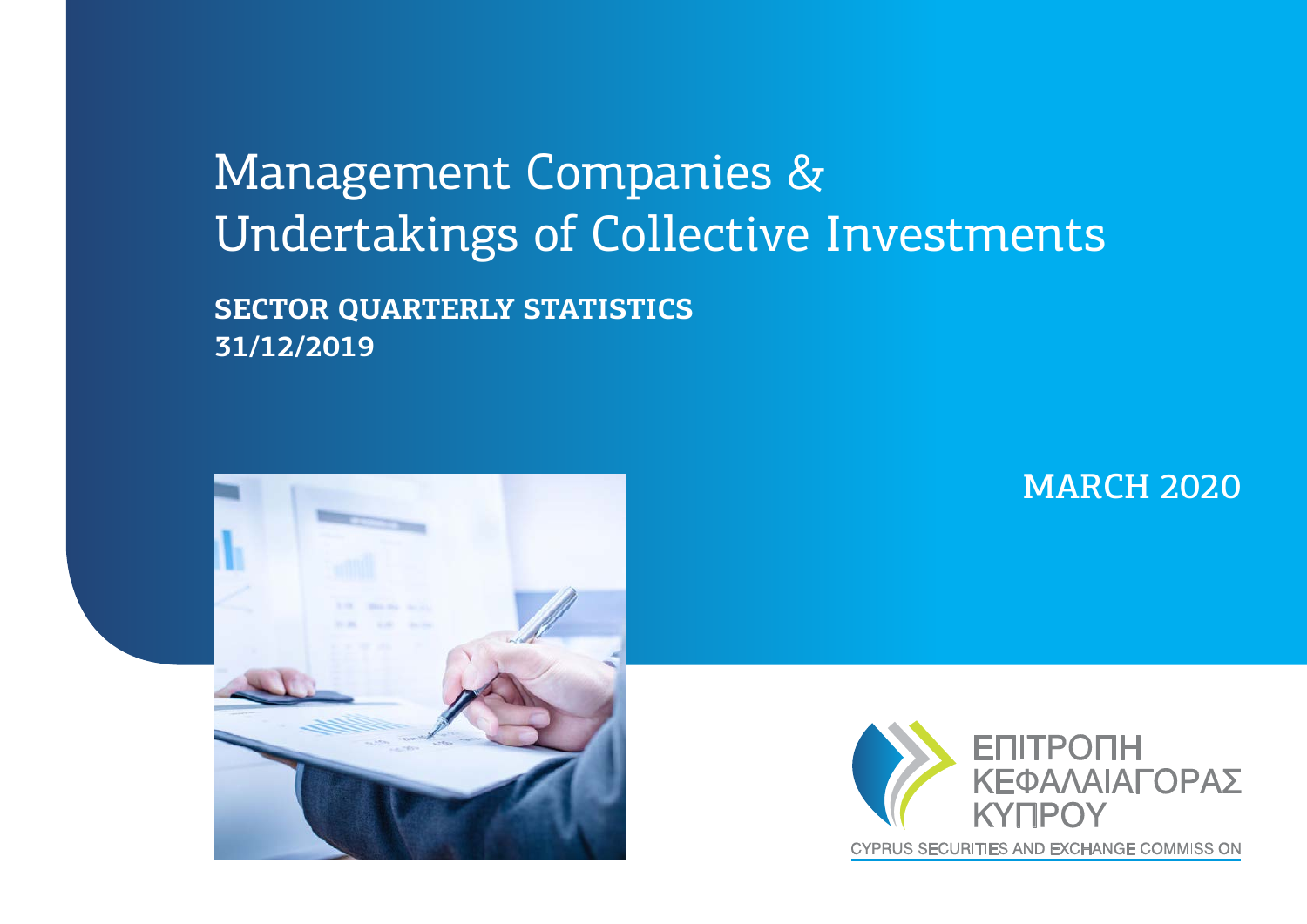# Management Companies & Undertakings of Collective Investments

**SECTOR QUARTERLY STATISTICS**
**31/12/2019**

MARCH 2020

ΕΠΙΤΡΟΠΗ ΚΕΦΑΛΑΙΑΓΟΡΑΣ ΚΥΠΡΟΥ

CYPRUS SECURITIES AND EXCHANGE COMMISSION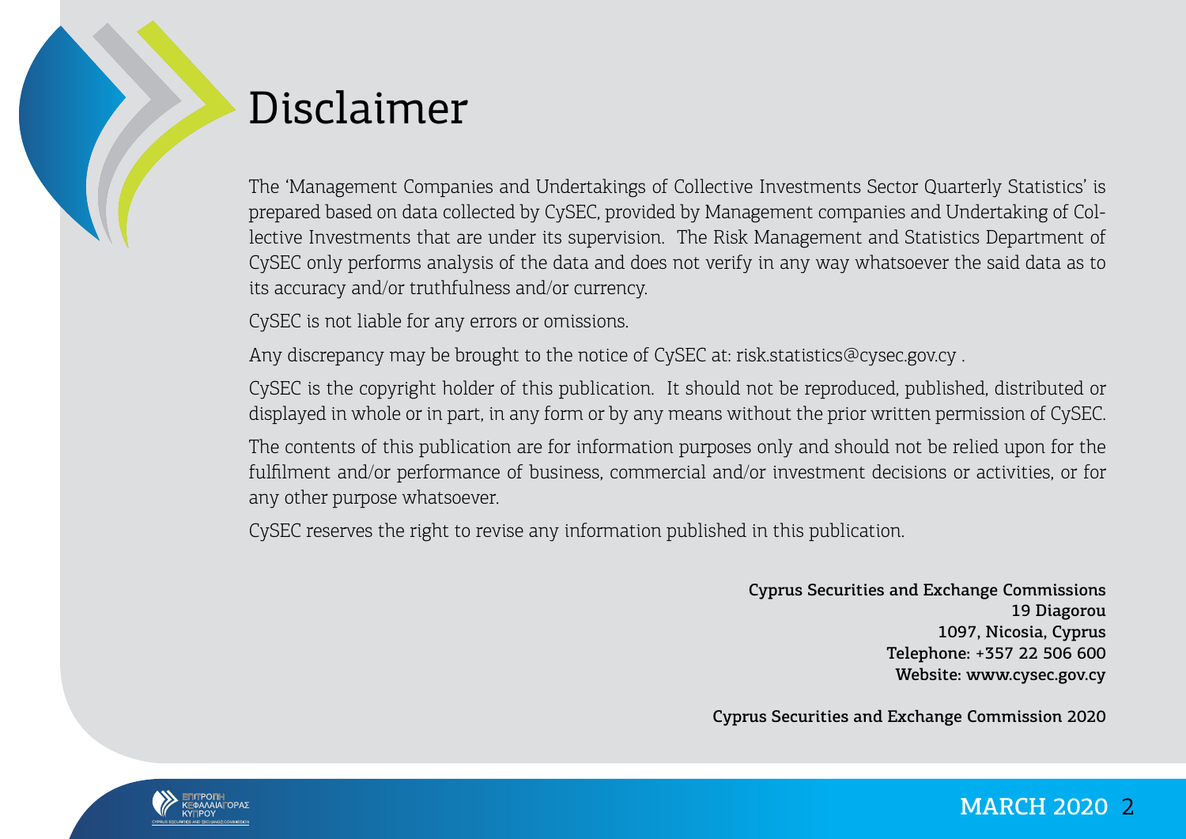# Disclaimer

The 'Management Companies and Undertakings of Collective Investments Sector Quarterly Statistics' is prepared based on data collected by CySEC, provided by Management companies and Undertaking of Collective Investments that are under its supervision. The Risk Management and Statistics Department of CySEC only performs analysis of the data and does not verify in any way whatsoever the said data as to its accuracy and/or truthfulness and/or currency.

CySEC is not liable for any errors or omissions.

Any discrepancy may be brought to the notice of CySEC at: risk.statistics@cysec.gov.cy .

CySEC is the copyright holder of this publication. It should not be reproduced, published, distributed or displayed in whole or in part, in any form or by any means without the prior written permission of CySEC.

The contents of this publication are for information purposes only and should not be relied upon for the fulfilment and/or performance of business, commercial and/or investment decisions or activities, or for any other purpose whatsoever.

CySEC reserves the right to revise any information published in this publication.

**Cyprus Securities and Exchange Commissions**
**19 Diagorou**
**1097, Nicosia, Cyprus**
**Telephone: +357 22 506 600**
**Website: www.cysec.gov.cy**

**Cyprus Securities and Exchange Commission 2020**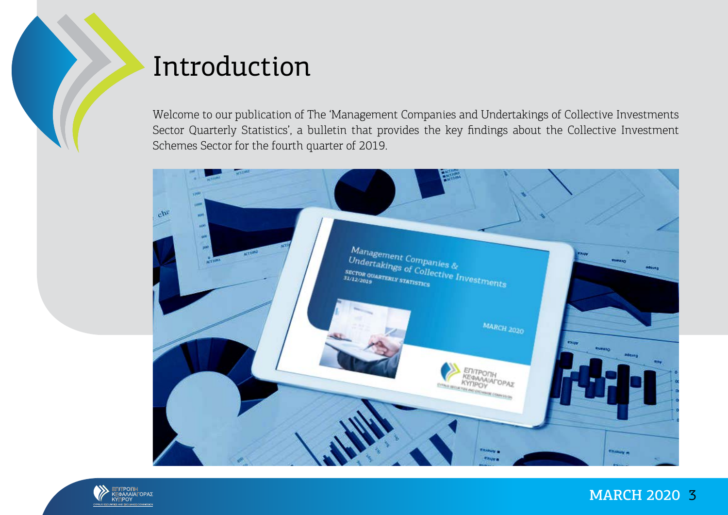# Introduction

Welcome to our publication of The 'Management Companies and Undertakings of Collective Investments Sector Quarterly Statistics', a bulletin that provides the key findings about the Collective Investment Schemes Sector for the fourth quarter of 2019.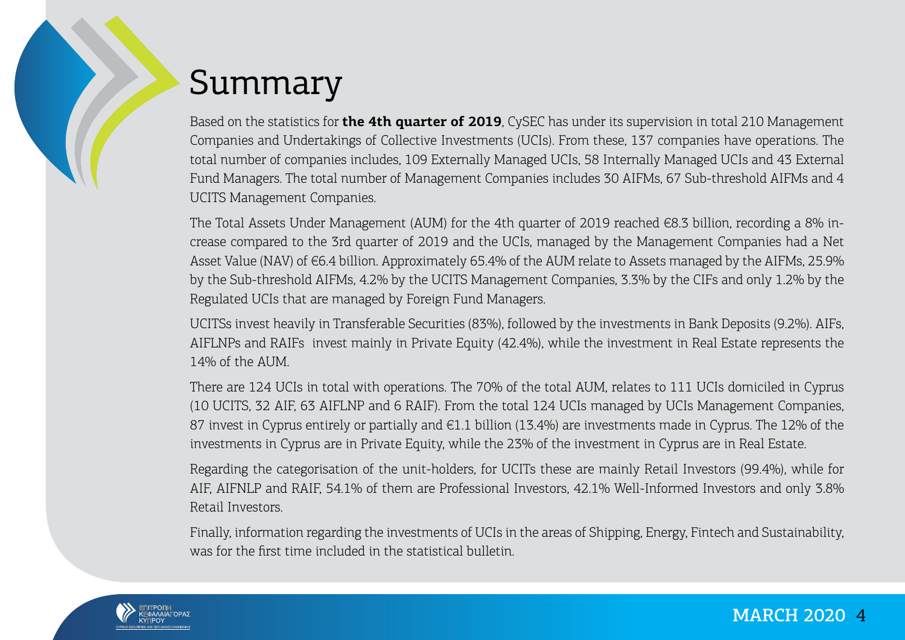# Summary

Based on the statistics for **the 4th quarter of 2019**, CySEC has under its supervision in total 210 Management Companies and Undertakings of Collective Investments (UCIs). From these, 137 companies have operations. The total number of companies includes, 109 Externally Managed UCIs, 58 Internally Managed UCIs and 43 External Fund Managers. The total number of Management Companies includes 30 AIFMs, 67 Sub-threshold AIFMs and 4 UCITS Management Companies.

The Total Assets Under Management (AUM) for the 4th quarter of 2019 reached €8.3 billion, recording a 8% increase compared to the 3rd quarter of 2019 and the UCIs, managed by the Management Companies had a Net Asset Value (NAV) of €6.4 billion. Approximately 65.4% of the AUM relate to Assets managed by the AIFMs, 25.9% by the Sub-threshold AIFMs, 4.2% by the UCITS Management Companies, 3.3% by the CIFs and only 1.2% by the Regulated UCIs that are managed by Foreign Fund Managers.

UCITSs invest heavily in Transferable Securities (83%), followed by the investments in Bank Deposits (9.2%). AIFs, AIFLNPs and RAIFs invest mainly in Private Equity (42.4%), while the investment in Real Estate represents the 14% of the AUM.

There are 124 UCIs in total with operations. The 70% of the total AUM, relates to 111 UCIs domiciled in Cyprus (10 UCITS, 32 AIF, 63 AIFLNP and 6 RAIF). From the total 124 UCIs managed by UCIs Management Companies, 87 invest in Cyprus entirely or partially and €1.1 billion (13.4%) are investments made in Cyprus. The 12% of the investments in Cyprus are in Private Equity, while the 23% of the investment in Cyprus are in Real Estate.

Regarding the categorisation of the unit-holders, for UCITs these are mainly Retail Investors (99.4%), while for AIF, AIFNLP and RAIF, 54.1% of them are Professional Investors, 42.1% Well-Informed Investors and only 3.8% Retail Investors.

Finally, information regarding the investments of UCIs in the areas of Shipping, Energy, Fintech and Sustainability, was for the first time included in the statistical bulletin.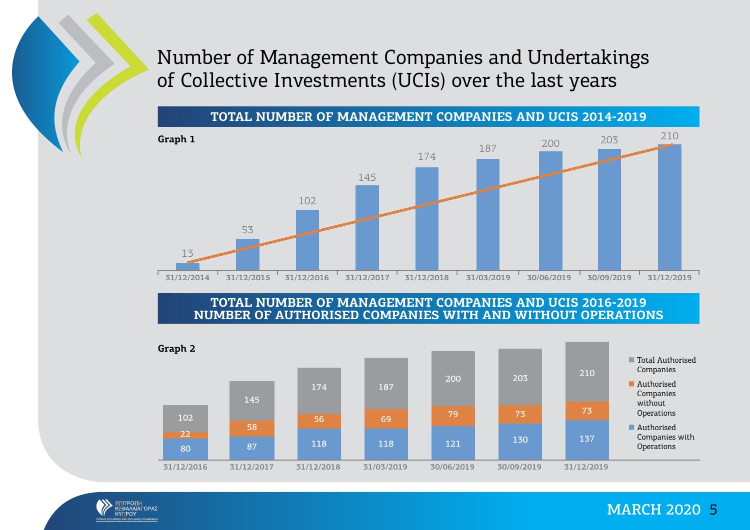# Number of Management Companies and Undertakings of Collective Investments (UCIs) over the last years

## TOTAL NUMBER OF MANAGEMENT COMPANIES AND UCIS 2014-2019

**Graph 1**

| Date | Total |
|---|---|
| 31/12/2014 | 13 |
| 31/12/2015 | 53 |
| 31/12/2016 | 102 |
| 31/12/2017 | 145 |
| 31/12/2018 | 174 |
| 31/03/2019 | 187 |
| 30/06/2019 | 200 |
| 30/09/2019 | 203 |
| 31/12/2019 | 210 |

## TOTAL NUMBER OF MANAGEMENT COMPANIES AND UCIS 2016-2019 NUMBER OF AUTHORISED COMPANIES WITH AND WITHOUT OPERATIONS

**Graph 2**

| Date | Total Authorised Companies | Authorised Companies without Operations | Authorised Companies with Operations |
|---|---|---|---|
| 31/12/2016 | 102 | 22 | 80 |
| 31/12/2017 | 145 | 58 | 87 |
| 31/12/2018 | 174 | 56 | 118 |
| 31/03/2019 | 187 | 69 | 118 |
| 30/06/2019 | 200 | 79 | 121 |
| 30/09/2019 | 203 | 73 | 130 |
| 31/12/2019 | 210 | 73 | 137 |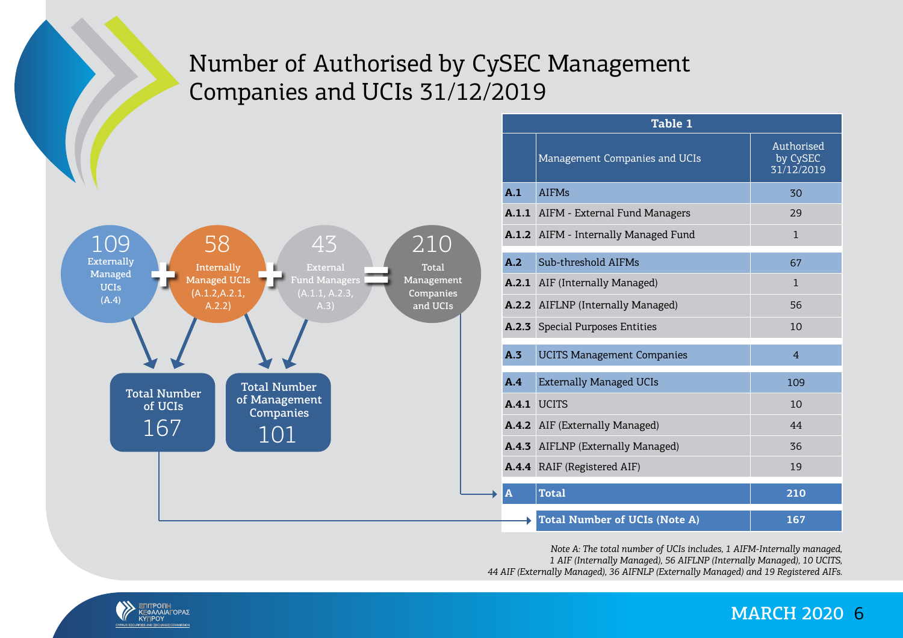# Number of Authorised by CySEC Management Companies and UCIs 31/12/2019

**109** Externally Managed UCIs (A.4) + **58** Internally Managed UCIs (A.1.2, A.2.1, A.2.2) + **43** External Fund Managers (A.1.1, A.2.3, A.3) = **210** Total Management Companies and UCIs

Total Number of UCIs **167**

Total Number of Management Companies **101**

**Table 1**

| | Management Companies and UCIs | Authorised by CySEC 31/12/2019 |
|---|---|---|
| **A.1** | AIFMs | 30 |
| **A.1.1** | AIFM - External Fund Managers | 29 |
| **A.1.2** | AIFM - Internally Managed Fund | 1 |
| **A.2** | Sub-threshold AIFMs | 67 |
| **A.2.1** | AIF (Internally Managed) | 1 |
| **A.2.2** | AIFLNP (Internally Managed) | 56 |
| **A.2.3** | Special Purposes Entities | 10 |
| **A.3** | UCITS Management Companies | 4 |
| **A.4** | Externally Managed UCIs | 109 |
| **A.4.1** | UCITS | 10 |
| **A.4.2** | AIF (Externally Managed) | 44 |
| **A.4.3** | AIFLNP (Externally Managed) | 36 |
| **A.4.4** | RAIF (Registered AIF) | 19 |
| **A** | **Total** | **210** |
| | **Total Number of UCIs (Note A)** | **167** |

*Note A: The total number of UCIs includes, 1 AIFM-Internally managed, 1 AIF (Internally Managed), 56 AIFLNP (Internally Managed), 10 UCITS, 44 AIF (Externally Managed), 36 AIFNLP (Externally Managed) and 19 Registered AIFs.*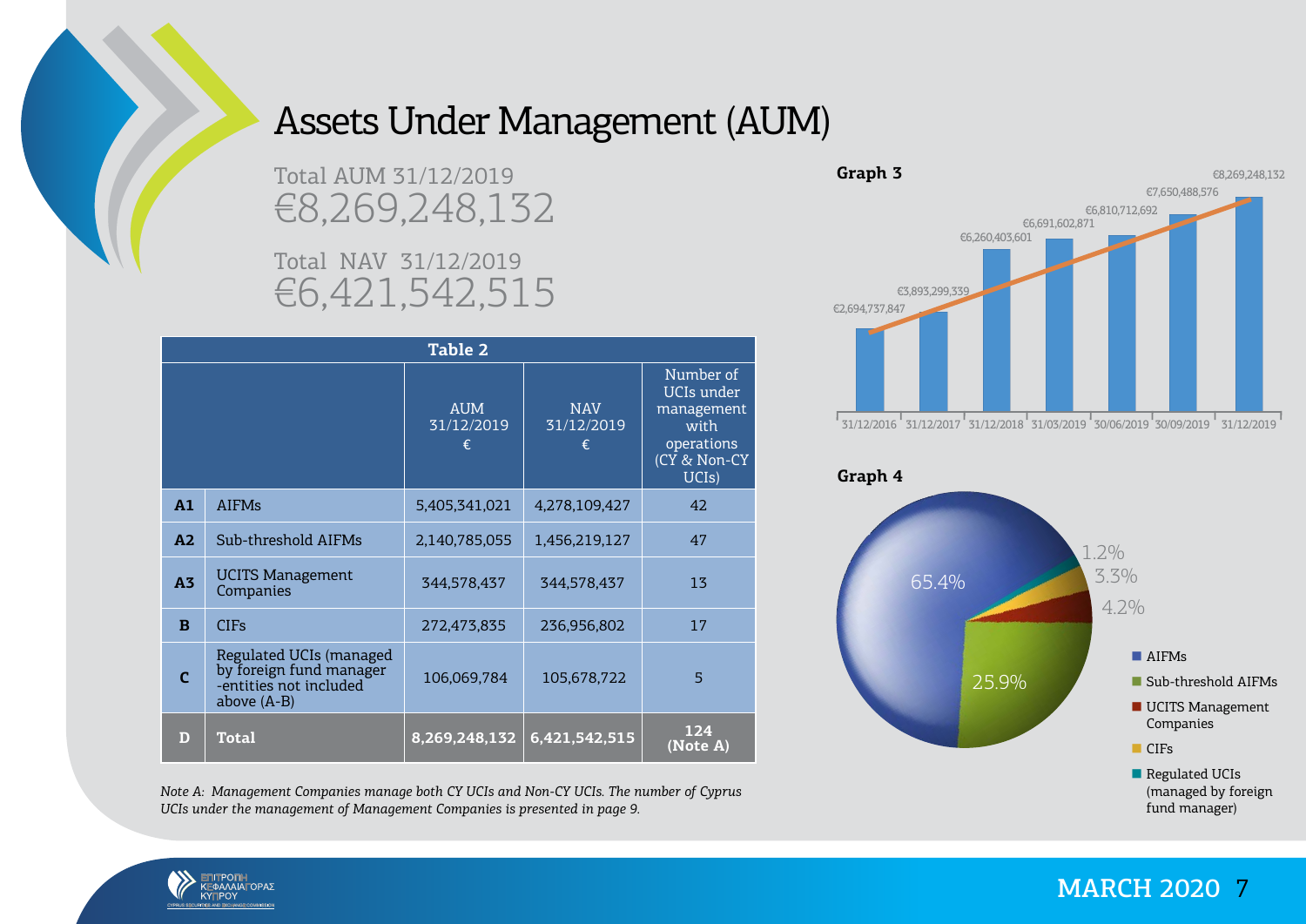# Assets Under Management (AUM)

Total AUM 31/12/2019
€8,269,248,132

Total NAV 31/12/2019
€6,421,542,515

**Table 2**

| | | AUM 31/12/2019 € | NAV 31/12/2019 € | Number of UCIs under management with operations (CY & Non-CY UCIs) |
|---|---|---|---|---|
| **A1** | AIFMs | 5,405,341,021 | 4,278,109,427 | 42 |
| **A2** | Sub-threshold AIFMs | 2,140,785,055 | 1,456,219,127 | 47 |
| **A3** | UCITS Management Companies | 344,578,437 | 344,578,437 | 13 |
| **B** | CIFs | 272,473,835 | 236,956,802 | 17 |
| **C** | Regulated UCIs (managed by foreign fund manager -entities not included above (A-B) | 106,069,784 | 105,678,722 | 5 |
| **D** | **Total** | **8,269,248,132** | **6,421,542,515** | **124 (Note A)** |

*Note A: Management Companies manage both CY UCIs and Non-CY UCIs. The number of Cyprus UCIs under the management of Management Companies is presented in page 9.*

**Graph 3**

| Date | AUM |
|---|---|
| 31/12/2016 | €2,694,737,847 |
| 31/12/2017 | €3,893,299,339 |
| 31/12/2018 | €6,260,403,601 |
| 31/03/2019 | €6,691,602,871 |
| 30/06/2019 | €6,810,712,692 |
| 30/09/2019 | €7,650,488,576 |
| 31/12/2019 | €8,269,248,132 |

**Graph 4**

- AIFMs: 65.4%
- Sub-threshold AIFMs: 25.9%
- UCITS Management Companies: 4.2%
- CIFs: 3.3%
- Regulated UCIs (managed by foreign fund manager): 1.2%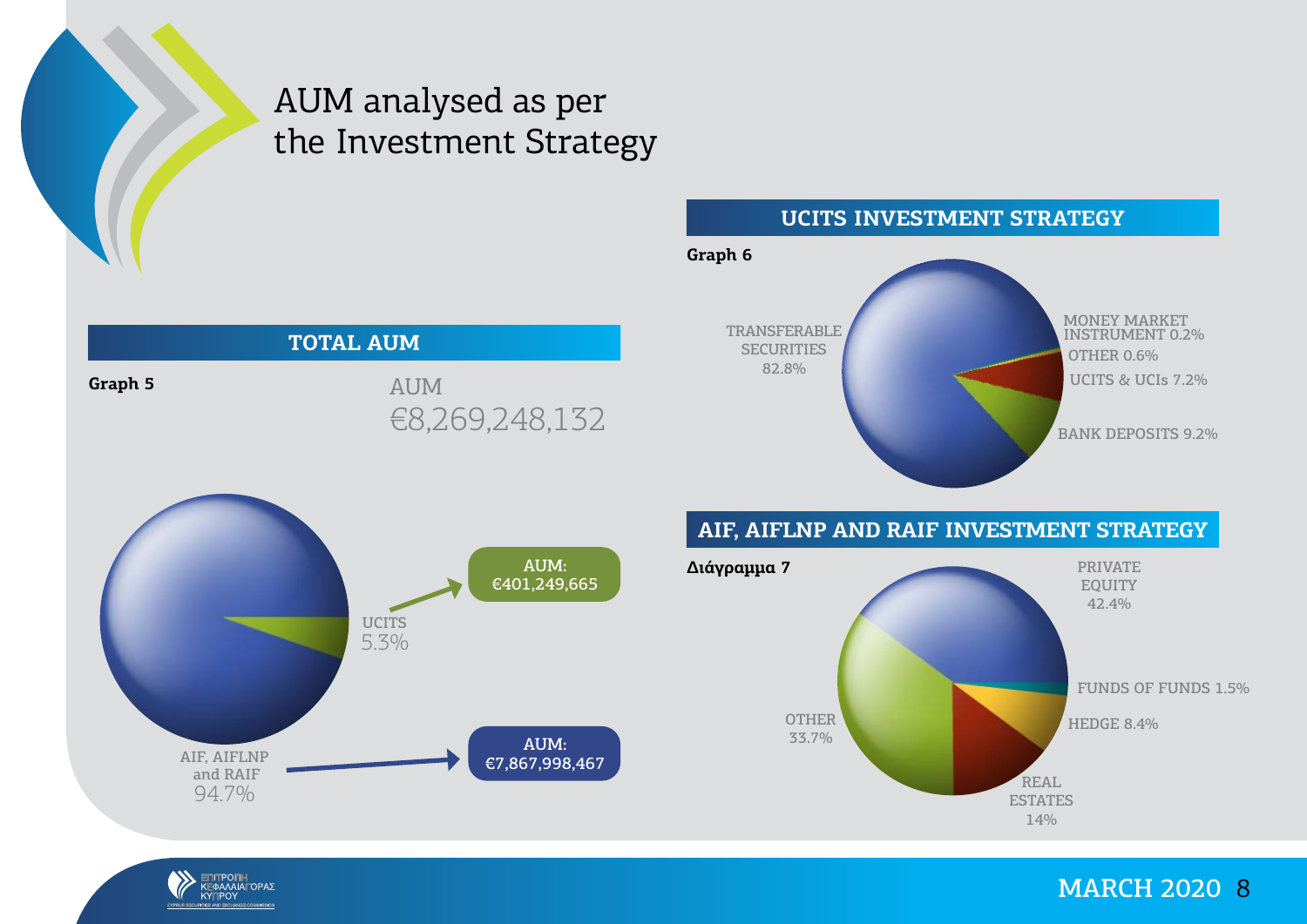# AUM analysed as per the Investment Strategy

## TOTAL AUM

**Graph 5**

AUM
€8,269,248,132

UCITS
5.3%

AUM:
€401,249,665

AIF, AIFLNP
and RAIF
94.7%

AUM:
€7,867,998,467

## UCITS INVESTMENT STRATEGY

**Graph 6**

TRANSFERABLE SECURITIES 82.8%

MONEY MARKET INSTRUMENT 0.2%

OTHER 0.6%

UCITS & UCIs 7.2%

BANK DEPOSITS 9.2%

## AIF, AIFLNP AND RAIF INVESTMENT STRATEGY

**Διάγραμμα 7**

PRIVATE EQUITY 42.4%

FUNDS OF FUNDS 1.5%

HEDGE 8.4%

REAL ESTATES 14%

OTHER 33.7%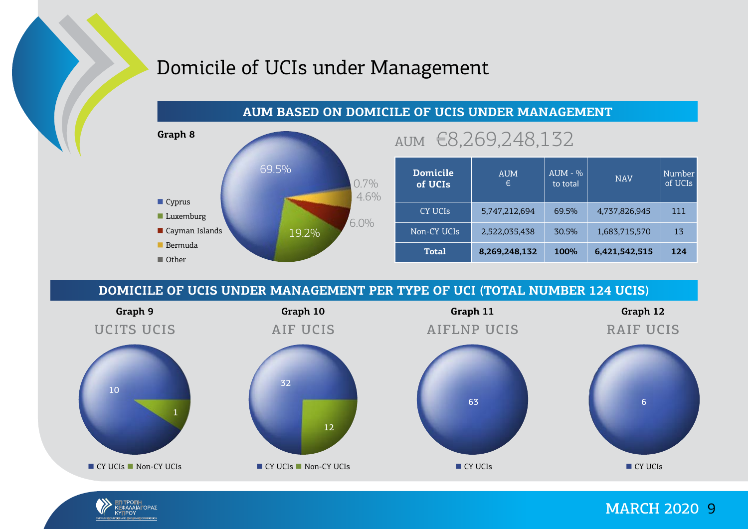# Domicile of UCIs under Management

## AUM BASED ON DOMICILE OF UCIS UNDER MANAGEMENT

**Graph 8**

- Cyprus: 69.5%
- Luxemburg: 19.2%
- Cayman Islands: 6.0%
- Bermuda: 4.6%
- Other: 0.7%

AUM €8,269,248,132

| Domicile of UCIs | AUM € | AUM - % to total | NAV | Number of UCIs |
|---|---|---|---|---|
| CY UCIs | 5,747,212,694 | 69.5% | 4,737,826,945 | 111 |
| Non-CY UCIs | 2,522,035,438 | 30.5% | 1,683,715,570 | 13 |
| **Total** | **8,269,248,132** | **100%** | **6,421,542,515** | **124** |

## DOMICILE OF UCIS UNDER MANAGEMENT PER TYPE OF UCI (TOTAL NUMBER 124 UCIS)

**Graph 9**

UCITS UCIS

- CY UCIs: 10
- Non-CY UCIs: 1

**Graph 10**

AIF UCIS

- CY UCIs: 32
- Non-CY UCIs: 12

**Graph 11**

AIFLNP UCIS

- CY UCIs: 63

**Graph 12**

RAIF UCIS

- CY UCIs: 6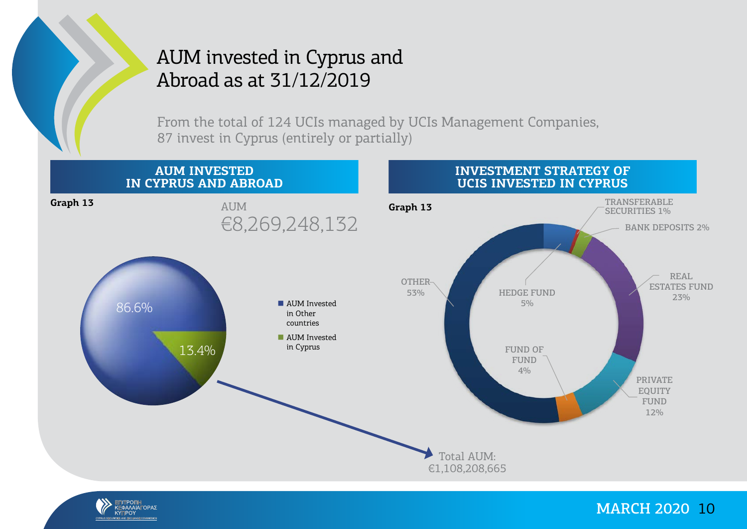# AUM invested in Cyprus and Abroad as at 31/12/2019

From the total of 124 UCIs managed by UCIs Management Companies, 87 invest in Cyprus (entirely or partially)

## AUM INVESTED IN CYPRUS AND ABROAD

**Graph 13**

AUM
€8,269,248,132

| Category | Share |
|---|---|
| AUM Invested in Other countries | 86.6% |
| AUM Invested in Cyprus | 13.4% |

Total AUM: €1,108,208,665

## INVESTMENT STRATEGY OF UCIS INVESTED IN CYPRUS

**Graph 13**

| Strategy | Share |
|---|---|
| TRANSFERABLE SECURITIES | 1% |
| BANK DEPOSITS | 2% |
| REAL ESTATES FUND | 23% |
| PRIVATE EQUITY FUND | 12% |
| FUND OF FUND | 4% |
| HEDGE FUND | 5% |
| OTHER | 53% |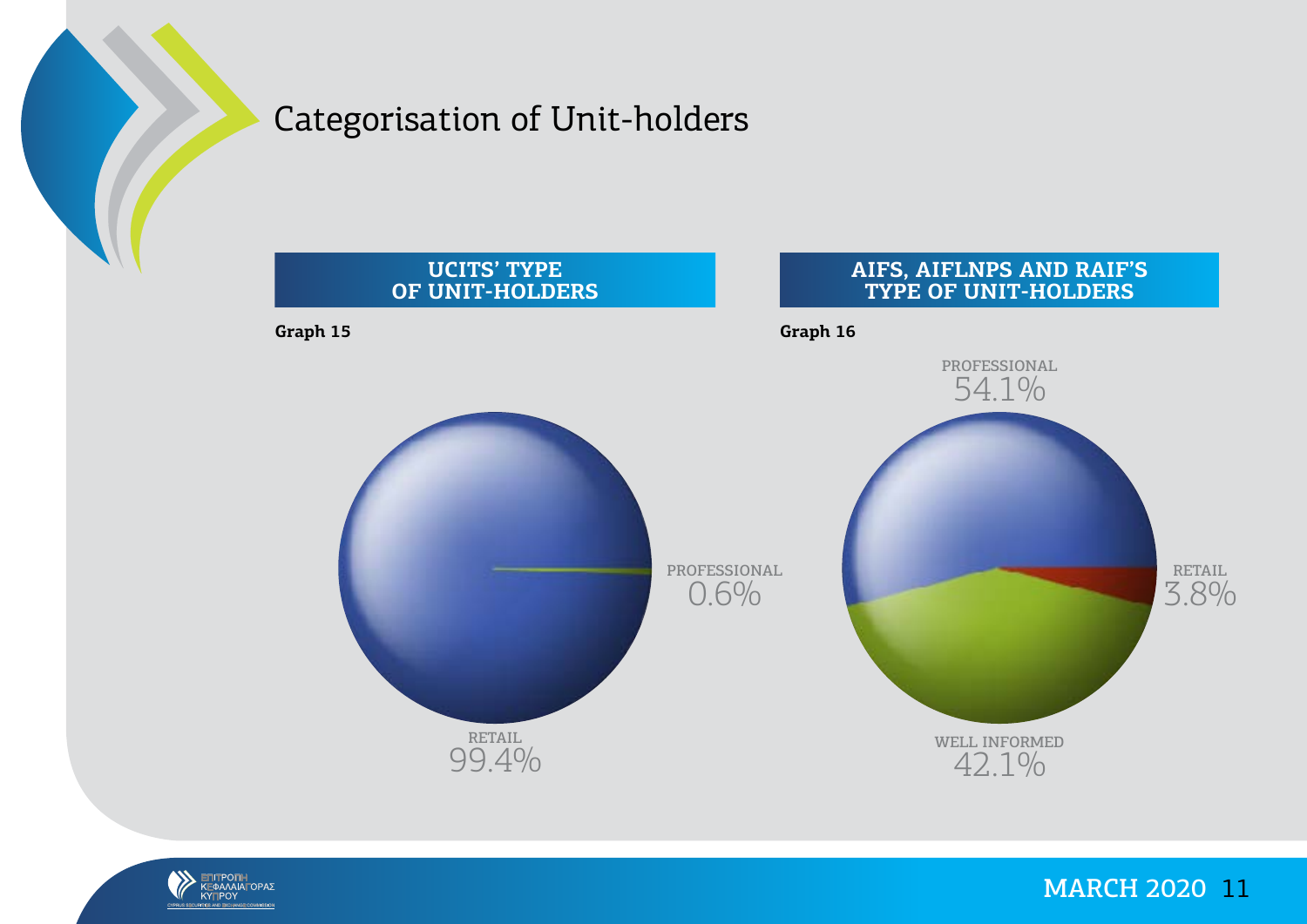# Categorisation of Unit-holders

## UCITS' TYPE OF UNIT-HOLDERS

**Graph 15**

PROFESSIONAL 0.6%

RETAIL 99.4%

## AIFS, AIFLNPS AND RAIF'S TYPE OF UNIT-HOLDERS

**Graph 16**

PROFESSIONAL 54.1%

RETAIL 3.8%

WELL INFORMED 42.1%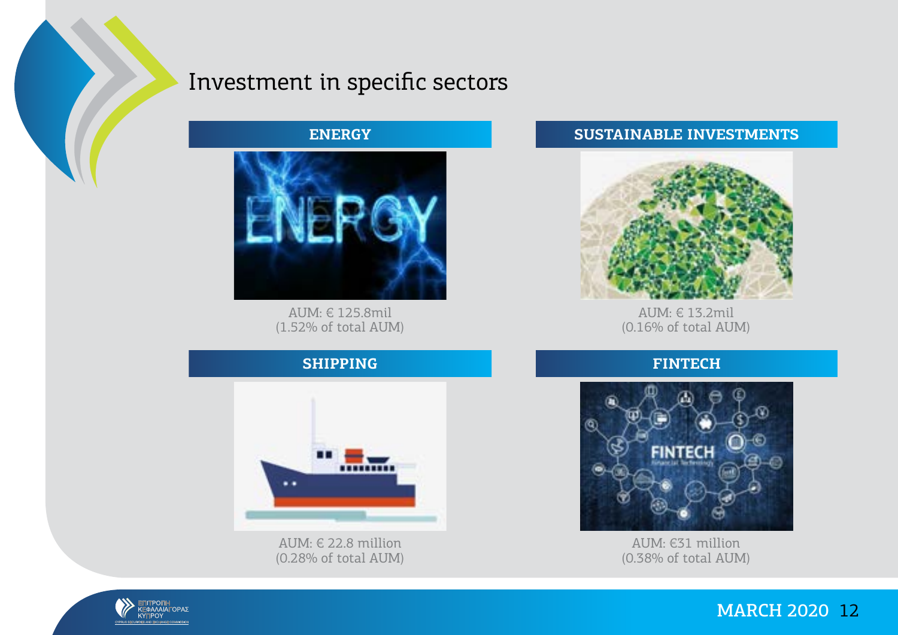# Investment in specific sectors

## ENERGY

AUM: € 125.8mil
(1.52% of total AUM)

## SUSTAINABLE INVESTMENTS

AUM: € 13.2mil
(0.16% of total AUM)

## SHIPPING

AUM: € 22.8 million
(0.28% of total AUM)

## FINTECH

AUM: €31 million
(0.38% of total AUM)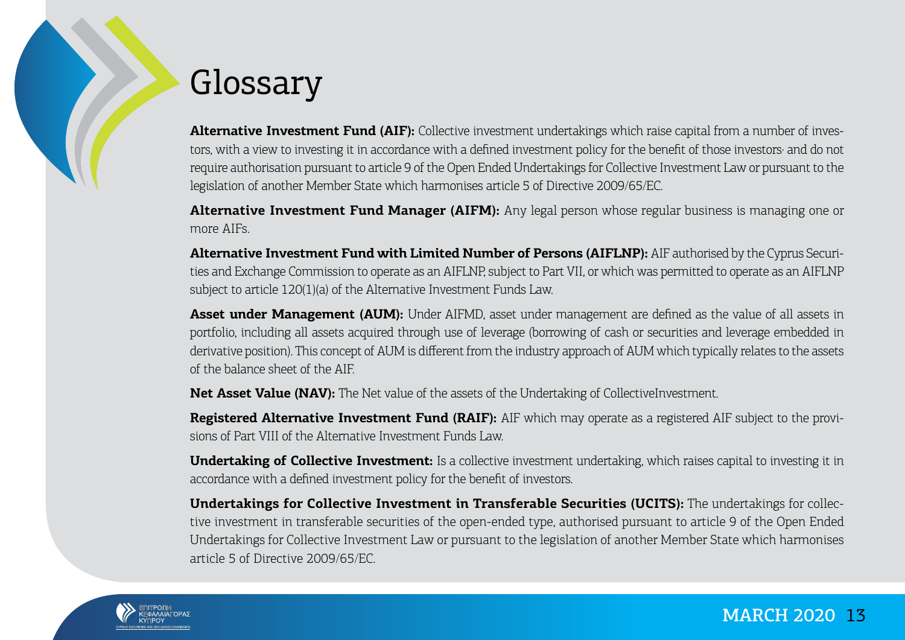# Glossary

**Alternative Investment Fund (AIF):** Collective investment undertakings which raise capital from a number of investors, with a view to investing it in accordance with a defined investment policy for the benefit of those investors· and do not require authorisation pursuant to article 9 of the Open Ended Undertakings for Collective Investment Law or pursuant to the legislation of another Member State which harmonises article 5 of Directive 2009/65/EC.

**Alternative Investment Fund Manager (AIFM):** Any legal person whose regular business is managing one or more AIFs.

**Alternative Investment Fund with Limited Number of Persons (AIFLNP):** AIF authorised by the Cyprus Securities and Exchange Commission to operate as an AIFLNP, subject to Part VII, or which was permitted to operate as an AIFLNP subject to article 120(1)(a) of the Alternative Investment Funds Law.

**Asset under Management (AUM):** Under AIFMD, asset under management are defined as the value of all assets in portfolio, including all assets acquired through use of leverage (borrowing of cash or securities and leverage embedded in derivative position). This concept of AUM is different from the industry approach of AUM which typically relates to the assets of the balance sheet of the AIF.

**Net Asset Value (NAV):** The Net value of the assets of the Undertaking of CollectiveInvestment.

**Registered Alternative Investment Fund (RAIF):** AIF which may operate as a registered AIF subject to the provisions of Part VIII of the Alternative Investment Funds Law.

**Undertaking of Collective Investment:** Is a collective investment undertaking, which raises capital to investing it in accordance with a defined investment policy for the benefit of investors.

**Undertakings for Collective Investment in Transferable Securities (UCITS):** The undertakings for collective investment in transferable securities of the open-ended type, authorised pursuant to article 9 of the Open Ended Undertakings for Collective Investment Law or pursuant to the legislation of another Member State which harmonises article 5 of Directive 2009/65/EC.